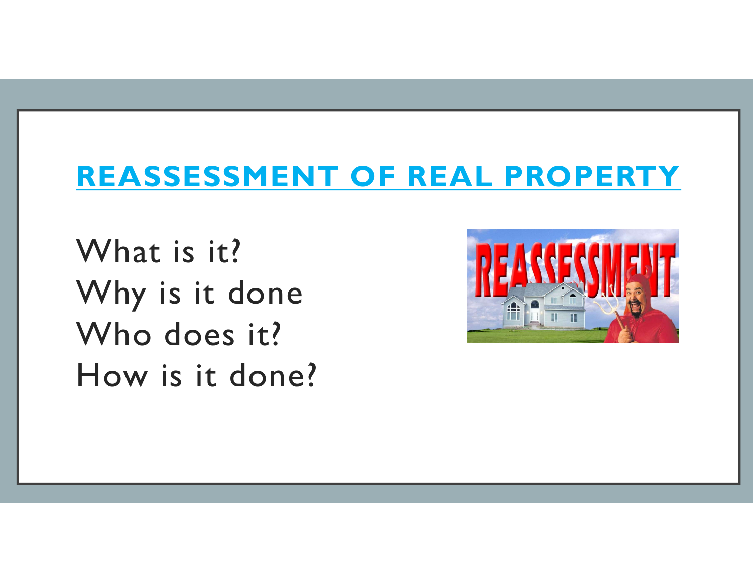# REASSESSMENT OF REAL PROPERTY

What is it?
Why is it done
Who does it?
How is it done?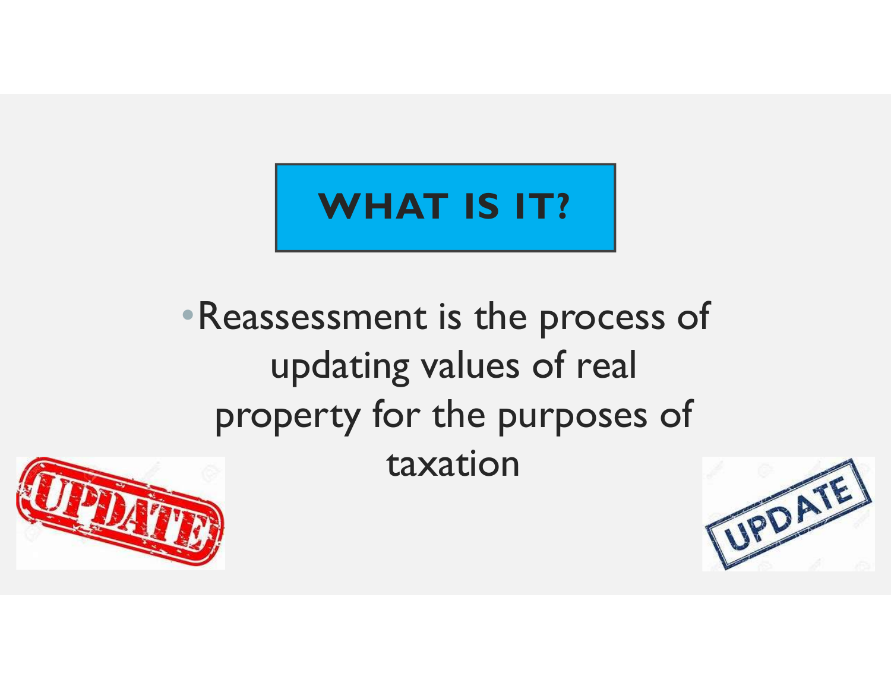## WHAT IS IT?

- Reassessment is the process of updating values of real property for the purposes of taxation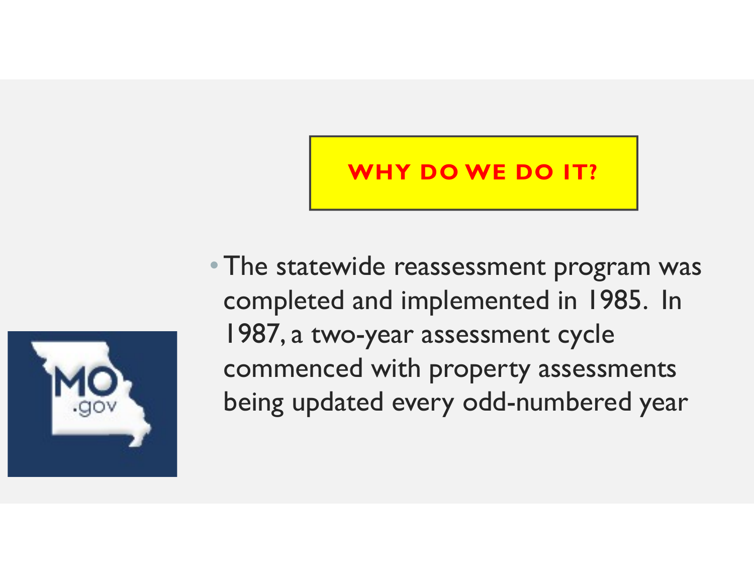## WHY DO WE DO IT?

- The statewide reassessment program was completed and implemented in 1985. In 1987, a two-year assessment cycle commenced with property assessments being updated every odd-numbered year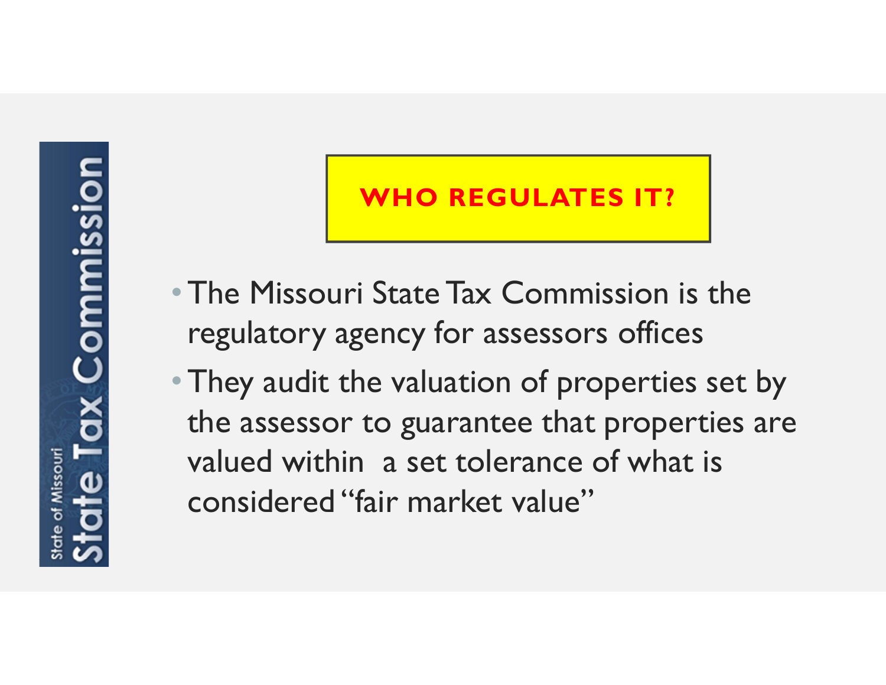State of Missouri State Tax Commission

## WHO REGULATES IT?

- The Missouri State Tax Commission is the regulatory agency for assessors offices
- They audit the valuation of properties set by the assessor to guarantee that properties are valued within a set tolerance of what is considered "fair market value"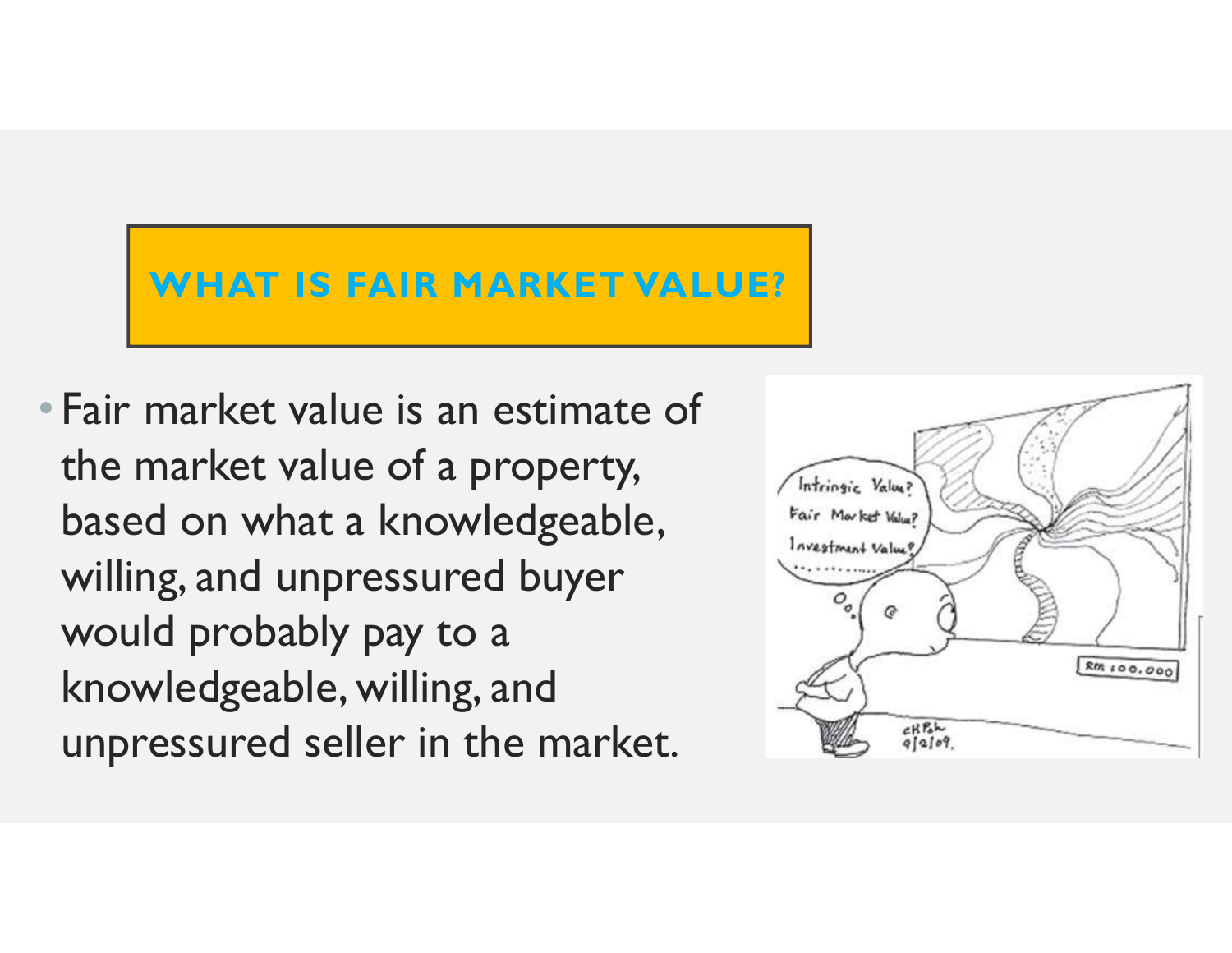## WHAT IS FAIR MARKET VALUE?

- Fair market value is an estimate of the market value of a property, based on what a knowledgeable, willing, and unpressured buyer would probably pay to a knowledgeable, willing, and unpressured seller in the market.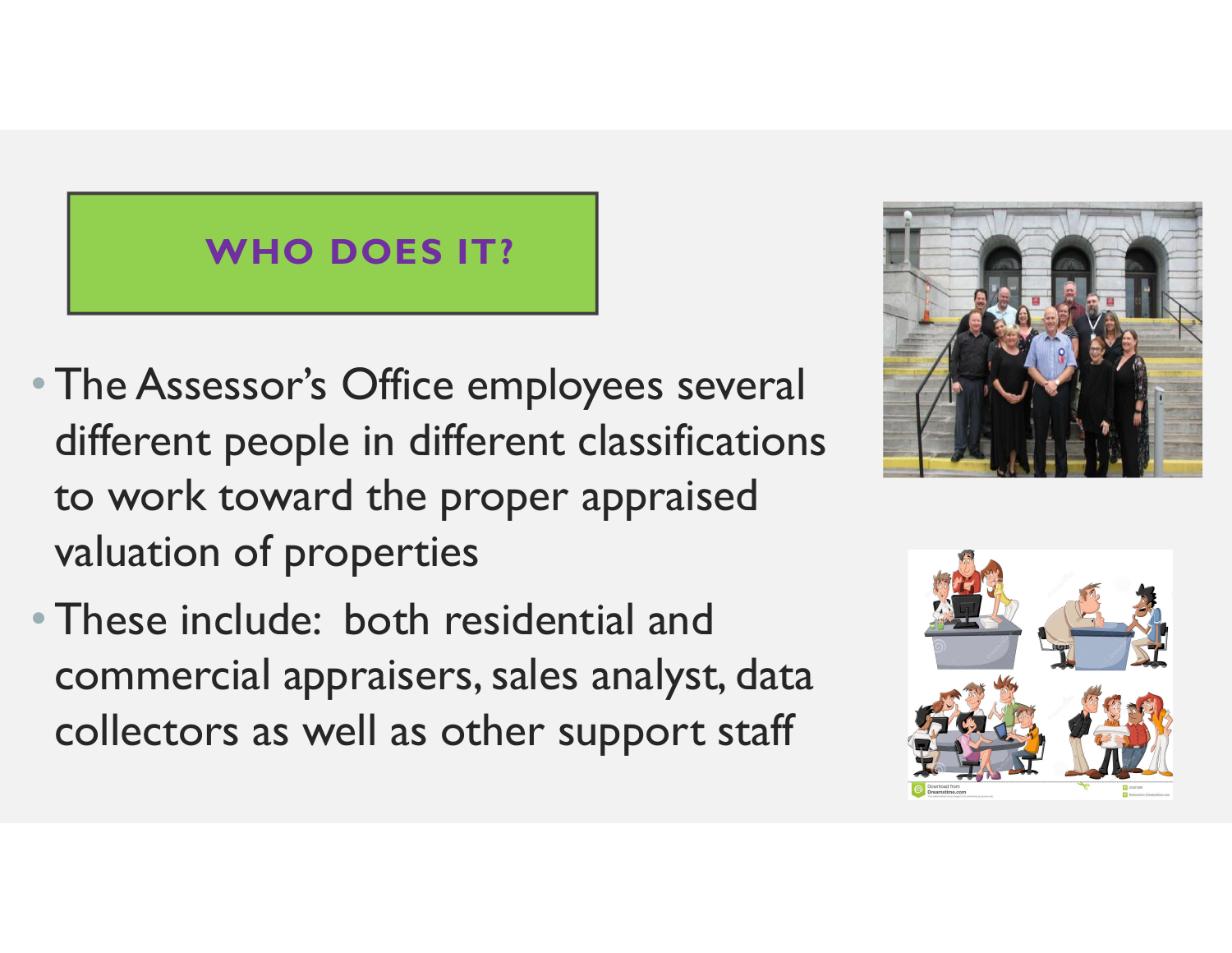## WHO DOES IT?

- The Assessor's Office employees several different people in different classifications to work toward the proper appraised valuation of properties
- These include: both residential and commercial appraisers, sales analyst, data collectors as well as other support staff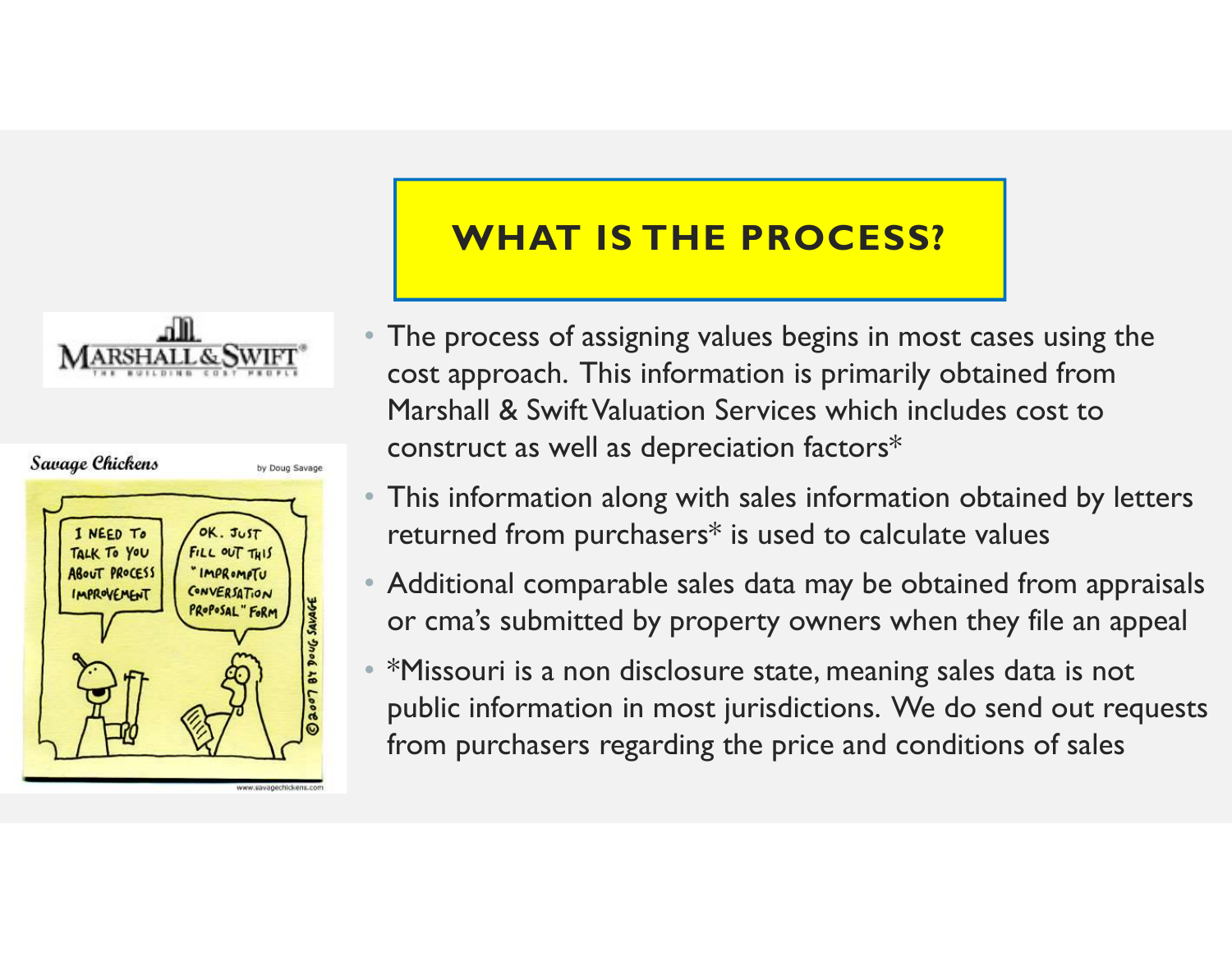## WHAT IS THE PROCESS?

- The process of assigning values begins in most cases using the cost approach. This information is primarily obtained from Marshall & Swift Valuation Services which includes cost to construct as well as depreciation factors*
- This information along with sales information obtained by letters returned from purchasers* is used to calculate values
- Additional comparable sales data may be obtained from appraisals or cma's submitted by property owners when they file an appeal
- *Missouri is a non disclosure state, meaning sales data is not public information in most jurisdictions. We do send out requests from purchasers regarding the price and conditions of sales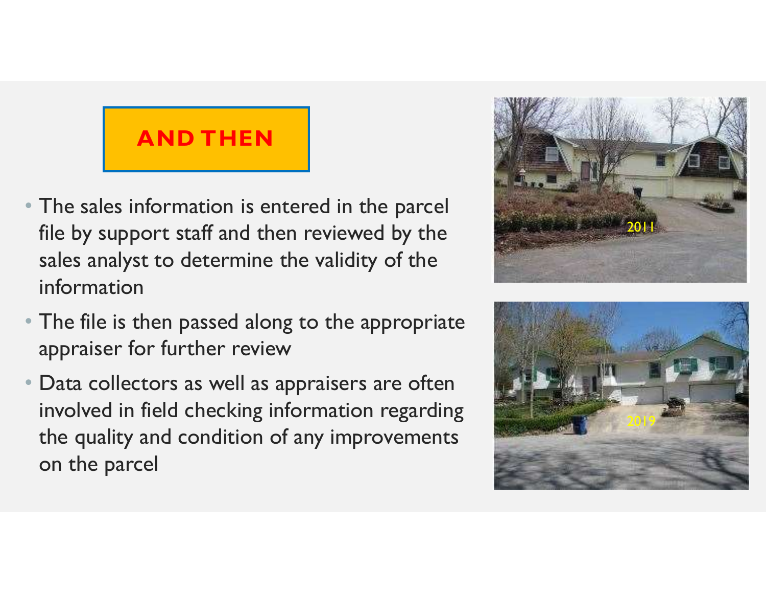## AND THEN

- The sales information is entered in the parcel file by support staff and then reviewed by the sales analyst to determine the validity of the information
- The file is then passed along to the appropriate appraiser for further review
- Data collectors as well as appraisers are often involved in field checking information regarding the quality and condition of any improvements on the parcel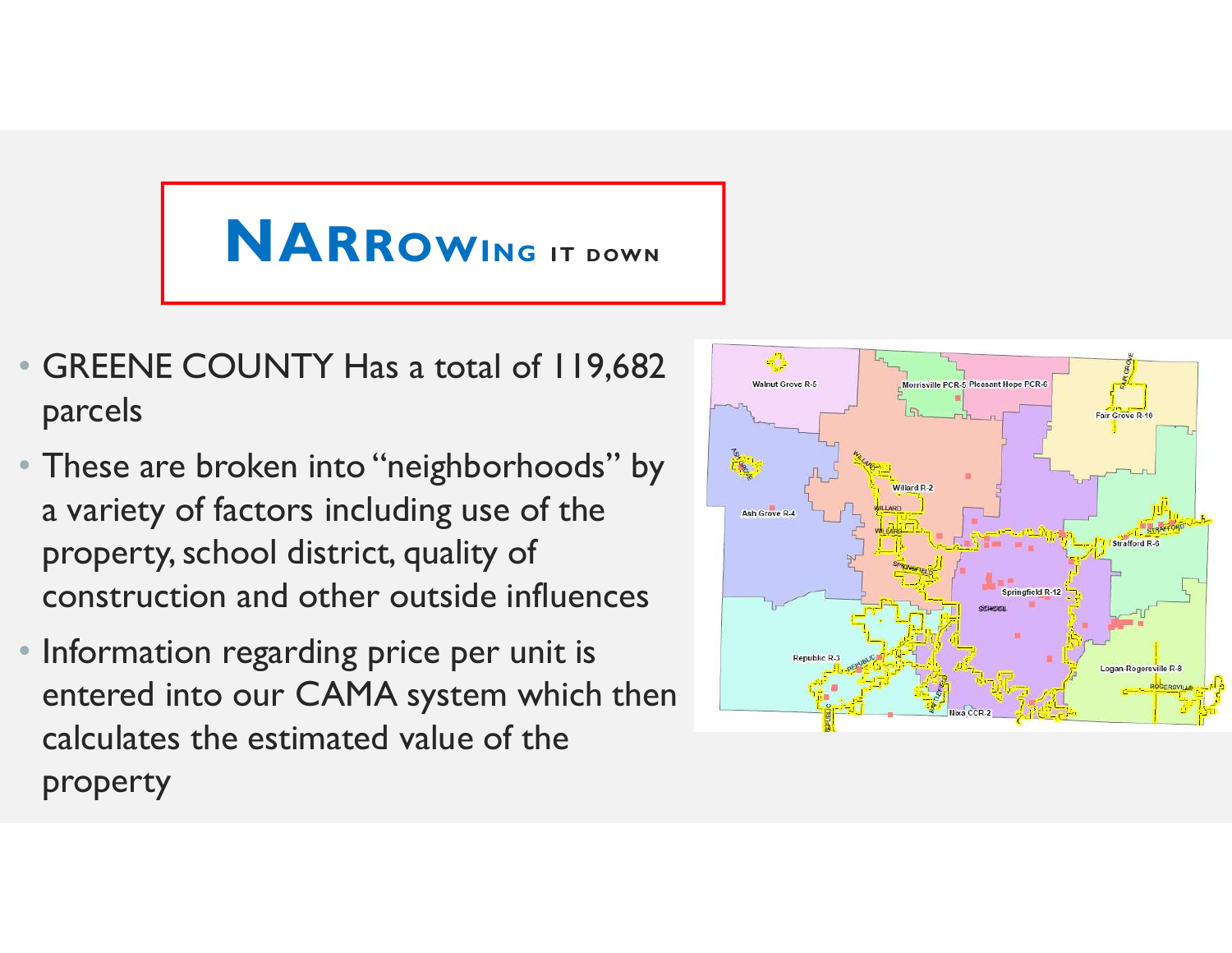# NARROWING IT DOWN

- GREENE COUNTY Has a total of 119,682 parcels
- These are broken into "neighborhoods" by a variety of factors including use of the property, school district, quality of construction and other outside influences
- Information regarding price per unit is entered into our CAMA system which then calculates the estimated value of the property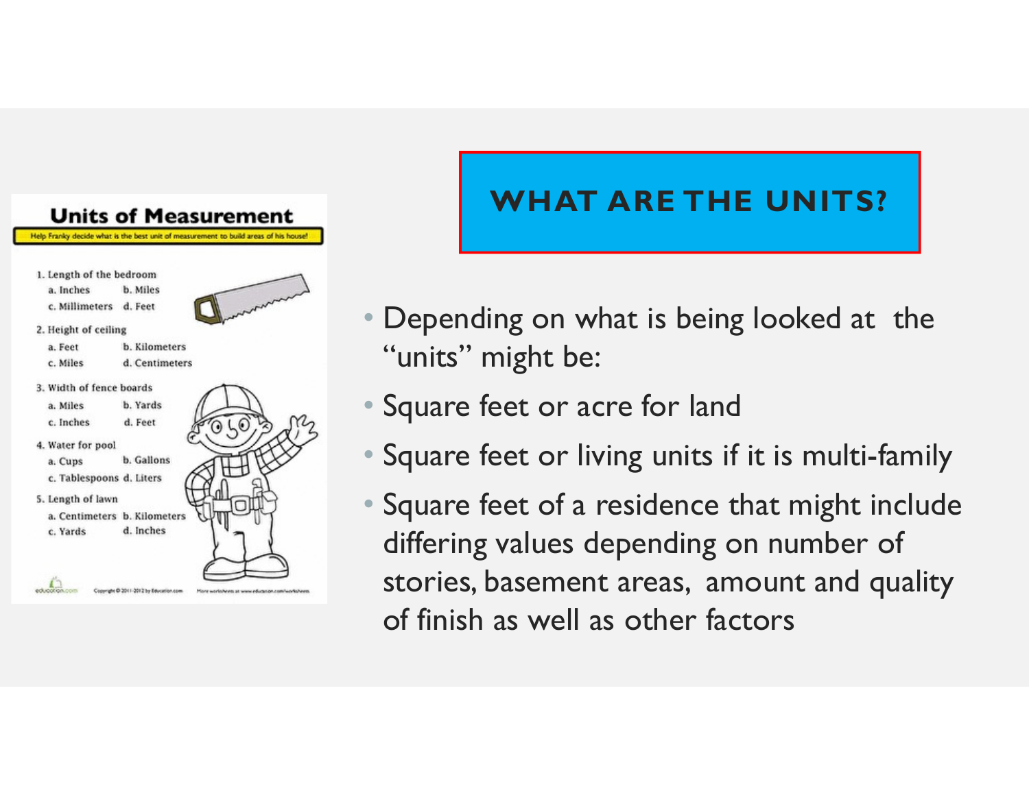# WHAT ARE THE UNITS?

- Depending on what is being looked at the "units" might be:
- Square feet or acre for land
- Square feet or living units if it is multi-family
- Square feet of a residence that might include differing values depending on number of stories, basement areas, amount and quality of finish as well as other factors

## Units of Measurement

Help Franky decide what is the best unit of measurement to build areas of his house!

1. Length of the bedroom
   a. Inches b. Miles
   c. Millimeters d. Feet
2. Height of ceiling
   a. Feet b. Kilometers
   c. Miles d. Centimeters
3. Width of fence boards
   a. Miles b. Yards
   c. Inches d. Feet
4. Water for pool
   a. Cups b. Gallons
   c. Tablespoons d. Liters
5. Length of lawn
   a. Centimeters b. Kilometers
   c. Yards d. Inches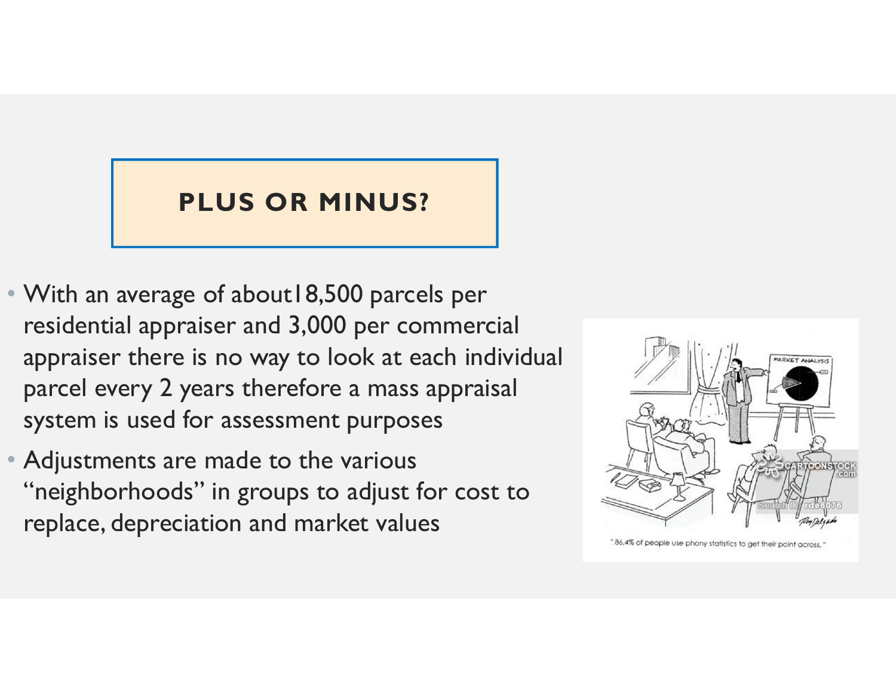# PLUS OR MINUS?

- With an average of about18,500 parcels per residential appraiser and 3,000 per commercial appraiser there is no way to look at each individual parcel every 2 years therefore a mass appraisal system is used for assessment purposes
- Adjustments are made to the various "neighborhoods" in groups to adjust for cost to replace, depreciation and market values

"86.4% of people use phony statistics to get their point across."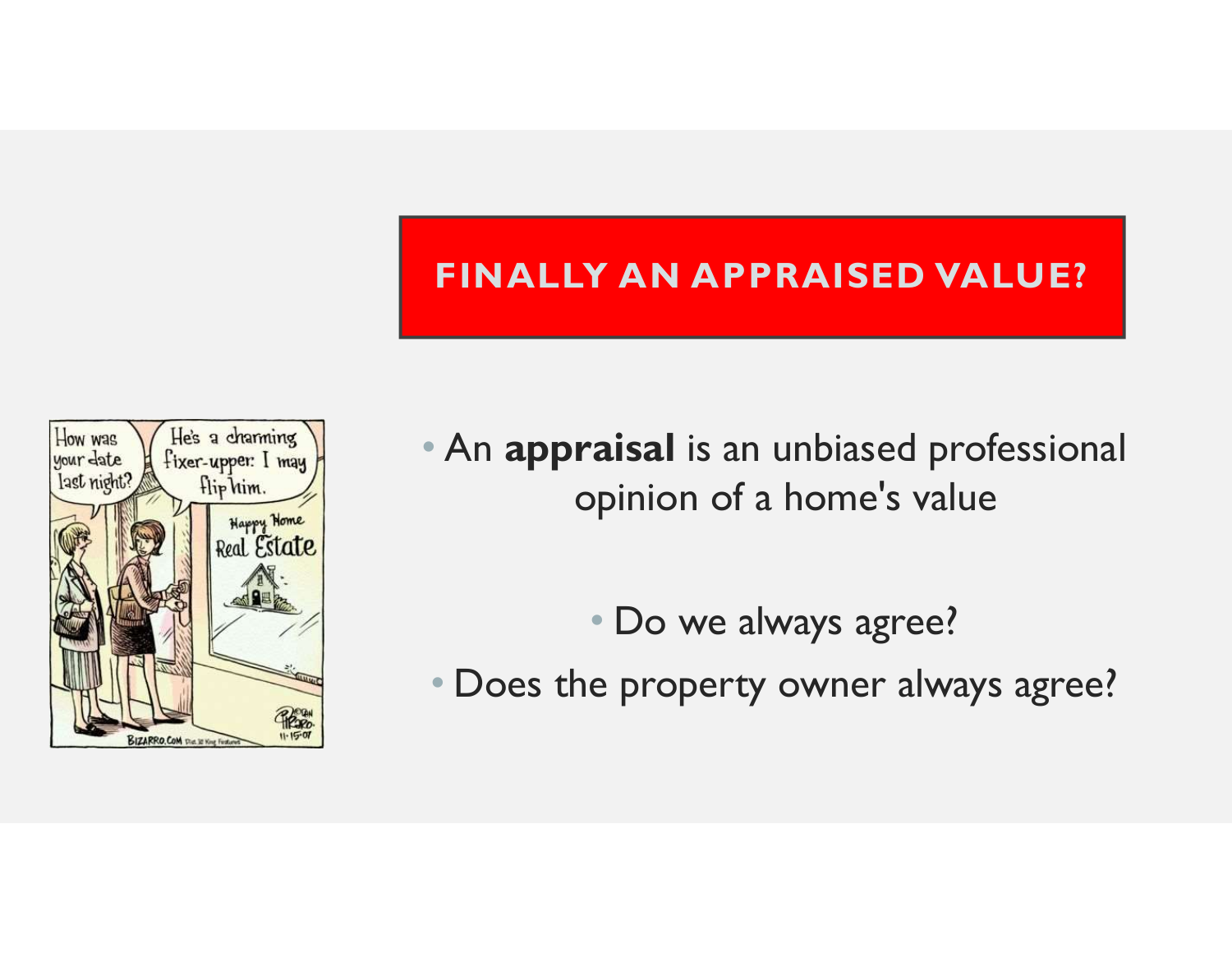# FINALLY AN APPRAISED VALUE?

- An **appraisal** is an unbiased professional opinion of a home's value
  - Do we always agree?
- Does the property owner always agree?